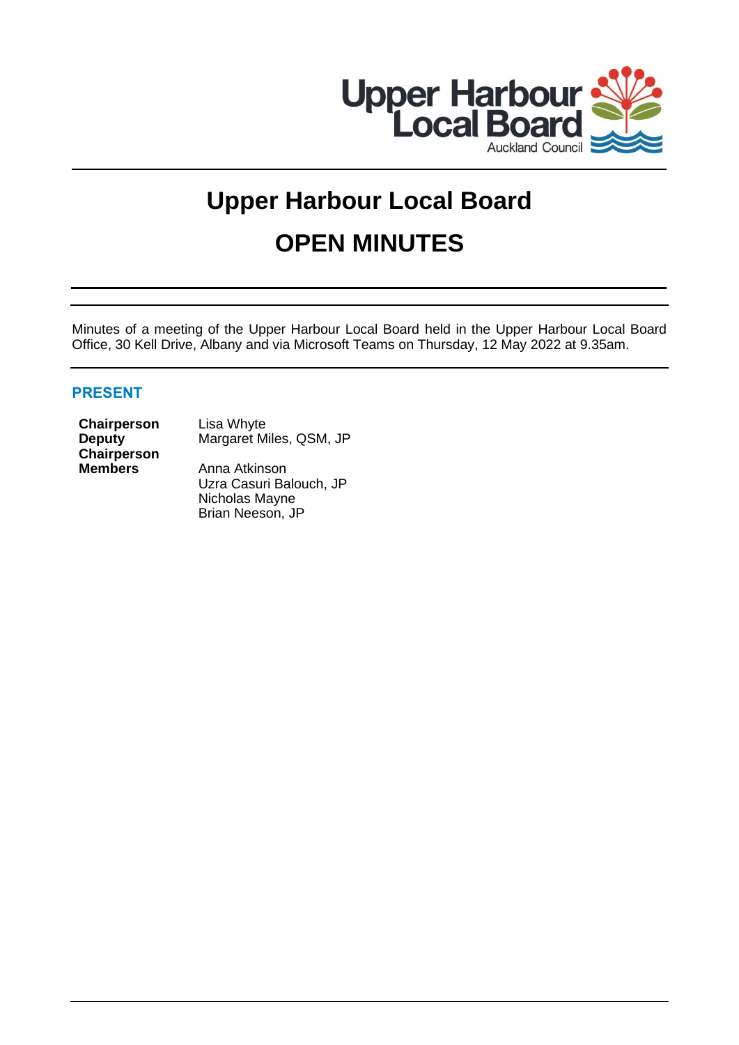# Upper Harbour Local Board

# OPEN MINUTES

Minutes of a meeting of the Upper Harbour Local Board held in the Upper Harbour Local Board Office, 30 Kell Drive, Albany and via Microsoft Teams on Thursday, 12 May 2022 at 9.35am.

## PRESENT

| | |
|---|---|
| **Chairperson** | Lisa Whyte |
| **Deputy Chairperson** | Margaret Miles, QSM, JP |
| **Members** | Anna Atkinson |
| | Uzra Casuri Balouch, JP |
| | Nicholas Mayne |
| | Brian Neeson, JP |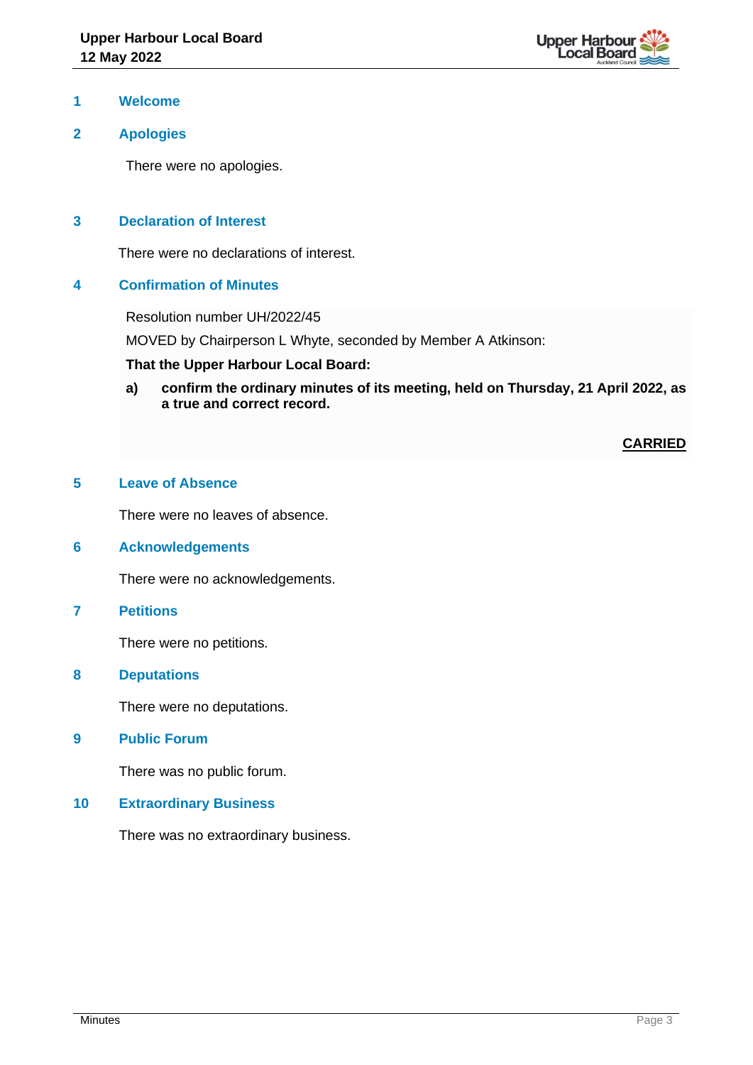## 1 Welcome

## 2 Apologies

There were no apologies.

## 3 Declaration of Interest

There were no declarations of interest.

## 4 Confirmation of Minutes

Resolution number UH/2022/45

MOVED by Chairperson L Whyte, seconded by Member A Atkinson:

**That the Upper Harbour Local Board:**

**a) confirm the ordinary minutes of its meeting, held on Thursday, 21 April 2022, as a true and correct record.**

**CARRIED**

## 5 Leave of Absence

There were no leaves of absence.

## 6 Acknowledgements

There were no acknowledgements.

## 7 Petitions

There were no petitions.

## 8 Deputations

There were no deputations.

## 9 Public Forum

There was no public forum.

## 10 Extraordinary Business

There was no extraordinary business.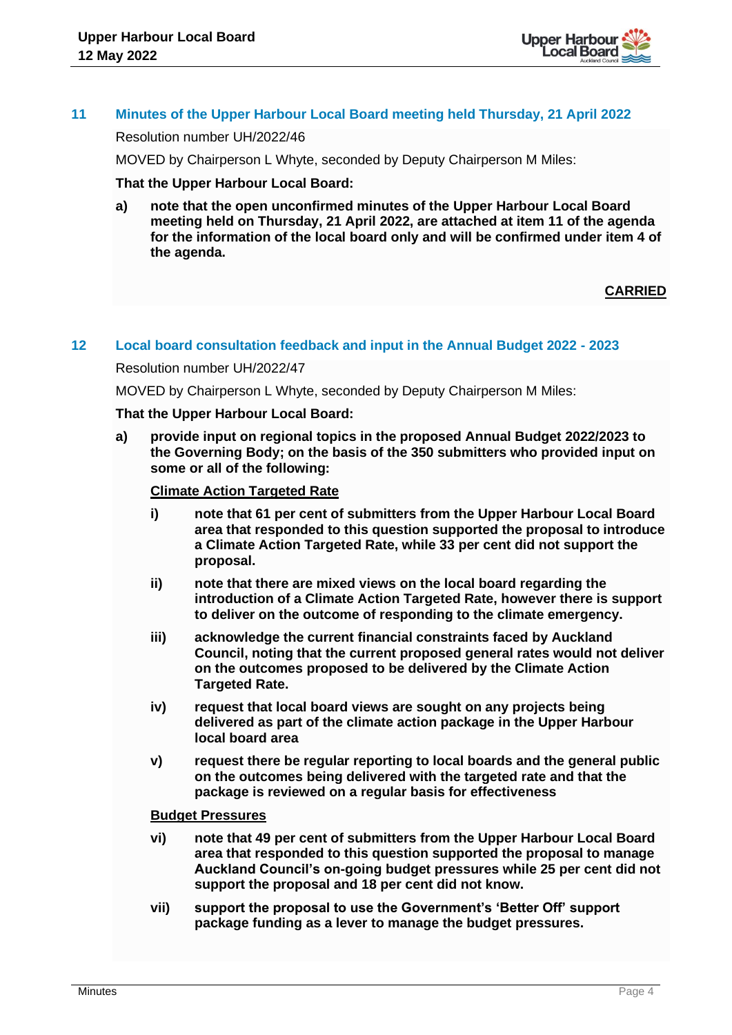## 11 Minutes of the Upper Harbour Local Board meeting held Thursday, 21 April 2022

Resolution number UH/2022/46

MOVED by Chairperson L Whyte, seconded by Deputy Chairperson M Miles:

**That the Upper Harbour Local Board:**

**a) note that the open unconfirmed minutes of the Upper Harbour Local Board meeting held on Thursday, 21 April 2022, are attached at item 11 of the agenda for the information of the local board only and will be confirmed under item 4 of the agenda.**

**CARRIED**

## 12 Local board consultation feedback and input in the Annual Budget 2022 - 2023

Resolution number UH/2022/47

MOVED by Chairperson L Whyte, seconded by Deputy Chairperson M Miles:

**That the Upper Harbour Local Board:**

**a) provide input on regional topics in the proposed Annual Budget 2022/2023 to the Governing Body; on the basis of the 350 submitters who provided input on some or all of the following:**

**Climate Action Targeted Rate**

**i) note that 61 per cent of submitters from the Upper Harbour Local Board area that responded to this question supported the proposal to introduce a Climate Action Targeted Rate, while 33 per cent did not support the proposal.**

**ii) note that there are mixed views on the local board regarding the introduction of a Climate Action Targeted Rate, however there is support to deliver on the outcome of responding to the climate emergency.**

**iii) acknowledge the current financial constraints faced by Auckland Council, noting that the current proposed general rates would not deliver on the outcomes proposed to be delivered by the Climate Action Targeted Rate.**

**iv) request that local board views are sought on any projects being delivered as part of the climate action package in the Upper Harbour local board area**

**v) request there be regular reporting to local boards and the general public on the outcomes being delivered with the targeted rate and that the package is reviewed on a regular basis for effectiveness**

**Budget Pressures**

**vi) note that 49 per cent of submitters from the Upper Harbour Local Board area that responded to this question supported the proposal to manage Auckland Council's on-going budget pressures while 25 per cent did not support the proposal and 18 per cent did not know.**

**vii) support the proposal to use the Government's 'Better Off' support package funding as a lever to manage the budget pressures.**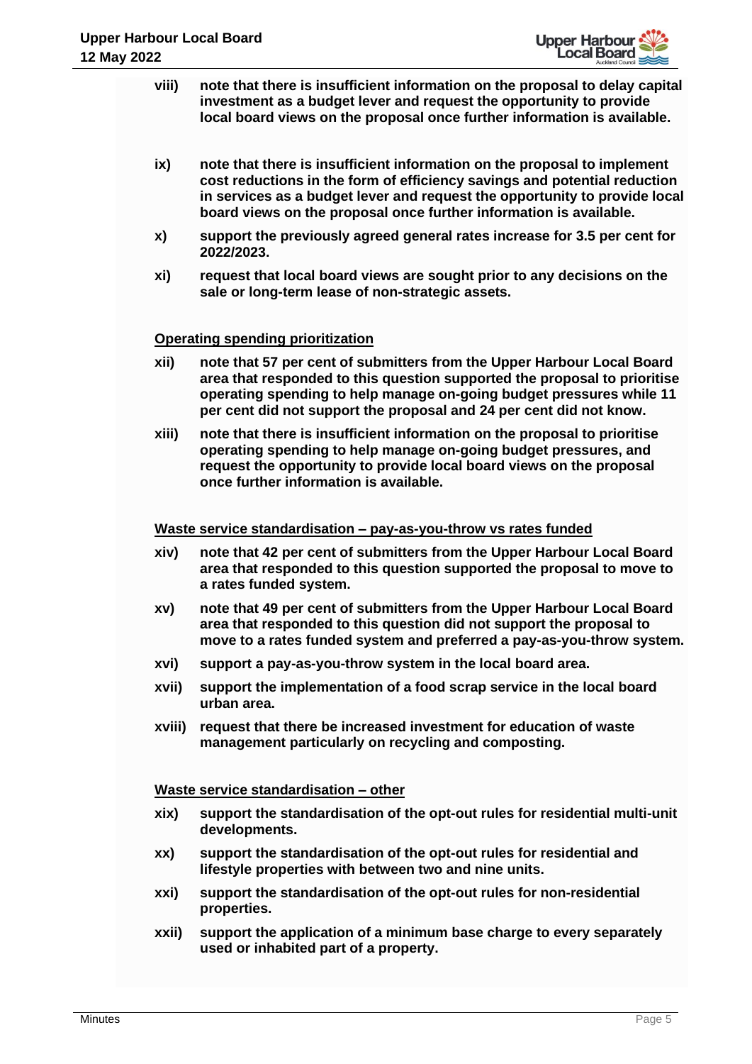**viii) note that there is insufficient information on the proposal to delay capital investment as a budget lever and request the opportunity to provide local board views on the proposal once further information is available.**

**ix) note that there is insufficient information on the proposal to implement cost reductions in the form of efficiency savings and potential reduction in services as a budget lever and request the opportunity to provide local board views on the proposal once further information is available.**

**x) support the previously agreed general rates increase for 3.5 per cent for 2022/2023.**

**xi) request that local board views are sought prior to any decisions on the sale or long-term lease of non-strategic assets.**

**Operating spending prioritization**

**xii) note that 57 per cent of submitters from the Upper Harbour Local Board area that responded to this question supported the proposal to prioritise operating spending to help manage on-going budget pressures while 11 per cent did not support the proposal and 24 per cent did not know.**

**xiii) note that there is insufficient information on the proposal to prioritise operating spending to help manage on-going budget pressures, and request the opportunity to provide local board views on the proposal once further information is available.**

**Waste service standardisation – pay-as-you-throw vs rates funded**

**xiv) note that 42 per cent of submitters from the Upper Harbour Local Board area that responded to this question supported the proposal to move to a rates funded system.**

**xv) note that 49 per cent of submitters from the Upper Harbour Local Board area that responded to this question did not support the proposal to move to a rates funded system and preferred a pay-as-you-throw system.**

**xvi) support a pay-as-you-throw system in the local board area.**

**xvii) support the implementation of a food scrap service in the local board urban area.**

**xviii) request that there be increased investment for education of waste management particularly on recycling and composting.**

**Waste service standardisation – other**

**xix) support the standardisation of the opt-out rules for residential multi-unit developments.**

**xx) support the standardisation of the opt-out rules for residential and lifestyle properties with between two and nine units.**

**xxi) support the standardisation of the opt-out rules for non-residential properties.**

**xxii) support the application of a minimum base charge to every separately used or inhabited part of a property.**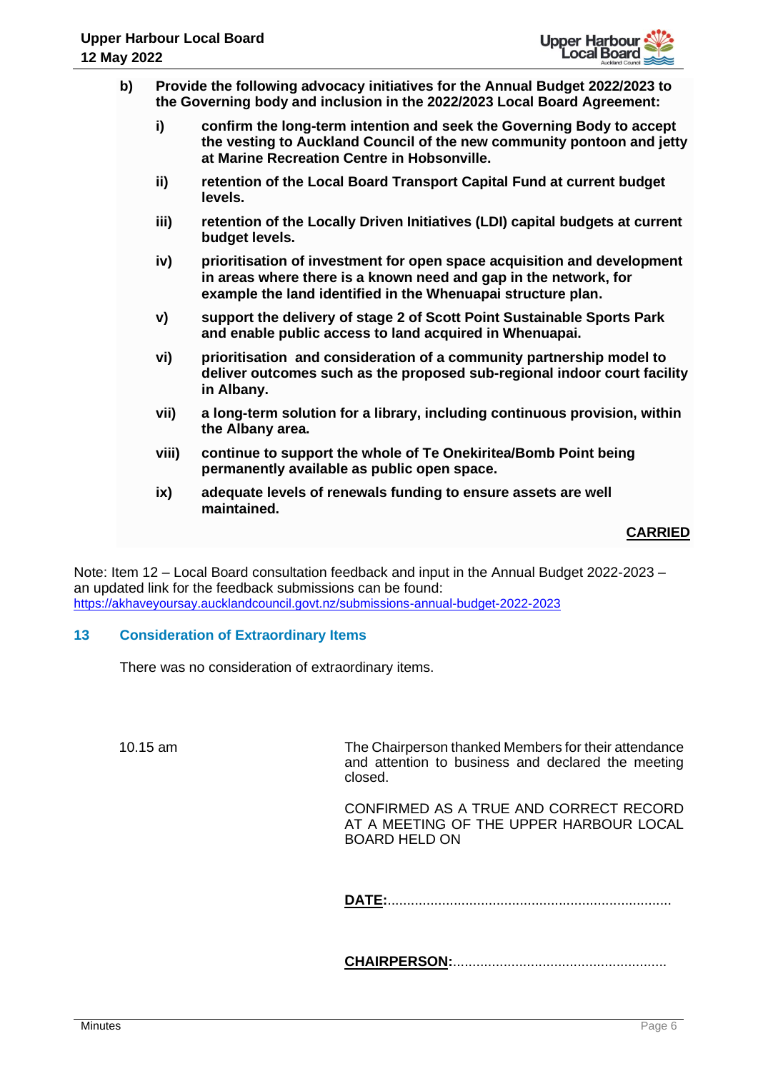**b) Provide the following advocacy initiatives for the Annual Budget 2022/2023 to the Governing body and inclusion in the 2022/2023 Local Board Agreement:**

**i) confirm the long-term intention and seek the Governing Body to accept the vesting to Auckland Council of the new community pontoon and jetty at Marine Recreation Centre in Hobsonville.**

**ii) retention of the Local Board Transport Capital Fund at current budget levels.**

**iii) retention of the Locally Driven Initiatives (LDI) capital budgets at current budget levels.**

**iv) prioritisation of investment for open space acquisition and development in areas where there is a known need and gap in the network, for example the land identified in the Whenuapai structure plan.**

**v) support the delivery of stage 2 of Scott Point Sustainable Sports Park and enable public access to land acquired in Whenuapai.**

**vi) prioritisation and consideration of a community partnership model to deliver outcomes such as the proposed sub-regional indoor court facility in Albany.**

**vii) a long-term solution for a library, including continuous provision, within the Albany area.**

**viii) continue to support the whole of Te Onekiritea/Bomb Point being permanently available as public open space.**

**ix) adequate levels of renewals funding to ensure assets are well maintained.**

**CARRIED**

Note: Item 12 – Local Board consultation feedback and input in the Annual Budget 2022-2023 – an updated link for the feedback submissions can be found: https://akhaveyoursay.aucklandcouncil.govt.nz/submissions-annual-budget-2022-2023

## 13 Consideration of Extraordinary Items

There was no consideration of extraordinary items.

10.15 am

The Chairperson thanked Members for their attendance and attention to business and declared the meeting closed.

CONFIRMED AS A TRUE AND CORRECT RECORD AT A MEETING OF THE UPPER HARBOUR LOCAL BOARD HELD ON

**DATE:**.........................................................................

**CHAIRPERSON:**.......................................................